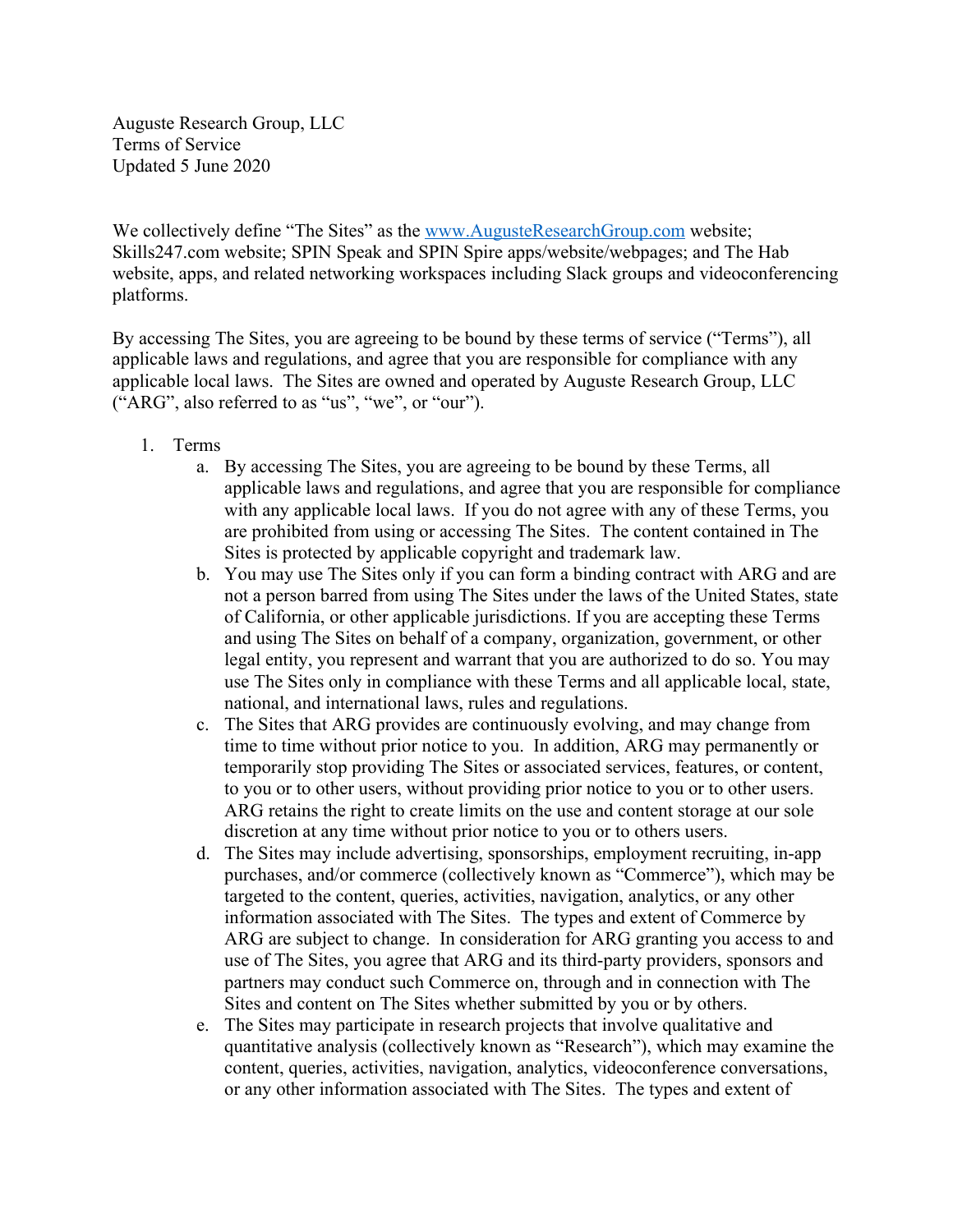Auguste Research Group, LLC
Terms of Service
Updated 5 June 2020

We collectively define "The Sites" as the [www.AugusteResearchGroup.com](http://www.AugusteResearchGroup.com) website; Skills247.com website; SPIN Speak and SPIN Spire apps/website/webpages; and The Hab website, apps, and related networking workspaces including Slack groups and videoconferencing platforms.

By accessing The Sites, you are agreeing to be bound by these terms of service ("Terms"), all applicable laws and regulations, and agree that you are responsible for compliance with any applicable local laws. The Sites are owned and operated by Auguste Research Group, LLC ("ARG", also referred to as "us", "we", or "our").

1. Terms
    a. By accessing The Sites, you are agreeing to be bound by these Terms, all applicable laws and regulations, and agree that you are responsible for compliance with any applicable local laws. If you do not agree with any of these Terms, you are prohibited from using or accessing The Sites. The content contained in The Sites is protected by applicable copyright and trademark law.
    b. You may use The Sites only if you can form a binding contract with ARG and are not a person barred from using The Sites under the laws of the United States, state of California, or other applicable jurisdictions. If you are accepting these Terms and using The Sites on behalf of a company, organization, government, or other legal entity, you represent and warrant that you are authorized to do so. You may use The Sites only in compliance with these Terms and all applicable local, state, national, and international laws, rules and regulations.
    c. The Sites that ARG provides are continuously evolving, and may change from time to time without prior notice to you. In addition, ARG may permanently or temporarily stop providing The Sites or associated services, features, or content, to you or to other users, without providing prior notice to you or to other users. ARG retains the right to create limits on the use and content storage at our sole discretion at any time without prior notice to you or to others users.
    d. The Sites may include advertising, sponsorships, employment recruiting, in-app purchases, and/or commerce (collectively known as "Commerce"), which may be targeted to the content, queries, activities, navigation, analytics, or any other information associated with The Sites. The types and extent of Commerce by ARG are subject to change. In consideration for ARG granting you access to and use of The Sites, you agree that ARG and its third-party providers, sponsors and partners may conduct such Commerce on, through and in connection with The Sites and content on The Sites whether submitted by you or by others.
    e. The Sites may participate in research projects that involve qualitative and quantitative analysis (collectively known as "Research"), which may examine the content, queries, activities, navigation, analytics, videoconference conversations, or any other information associated with The Sites. The types and extent of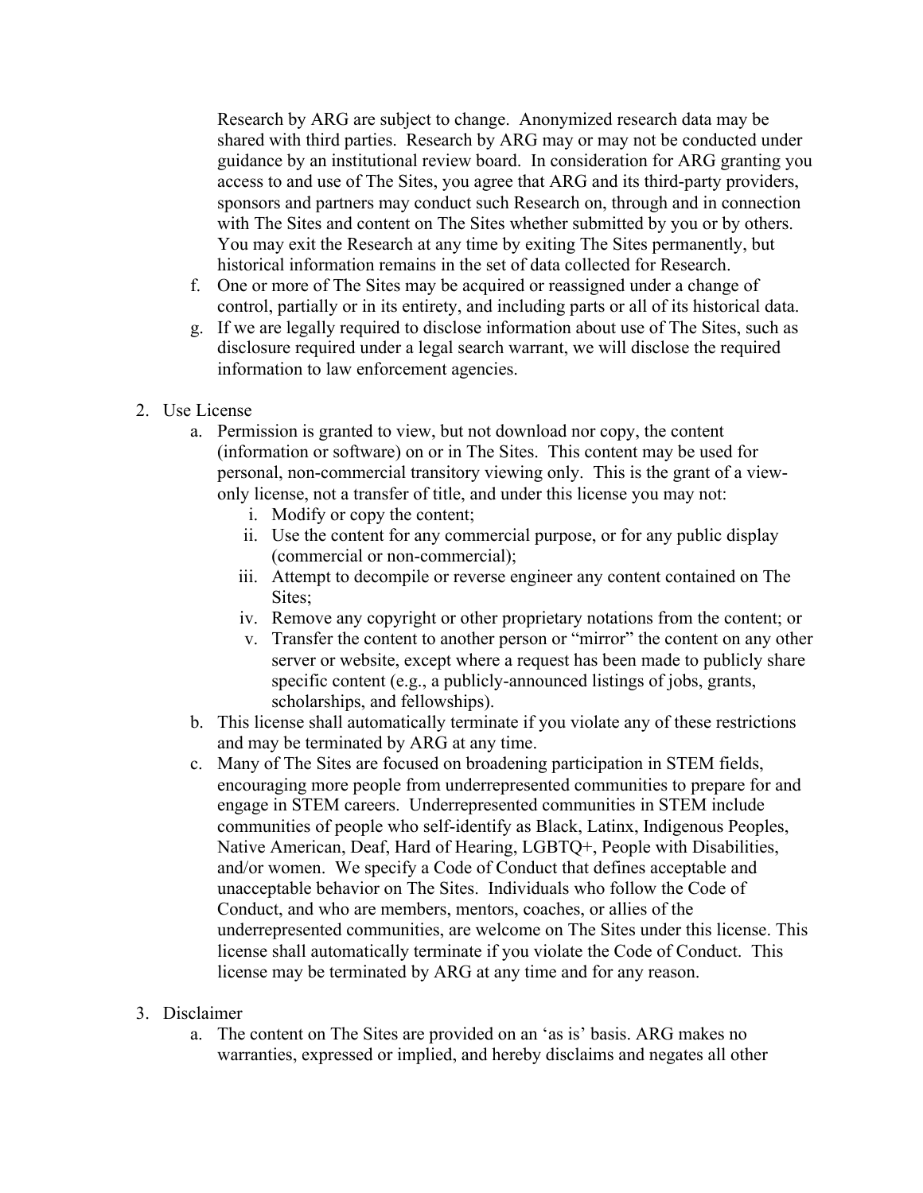Research by ARG are subject to change. Anonymized research data may be shared with third parties. Research by ARG may or may not be conducted under guidance by an institutional review board. In consideration for ARG granting you access to and use of The Sites, you agree that ARG and its third-party providers, sponsors and partners may conduct such Research on, through and in connection with The Sites and content on The Sites whether submitted by you or by others. You may exit the Research at any time by exiting The Sites permanently, but historical information remains in the set of data collected for Research.

f. One or more of The Sites may be acquired or reassigned under a change of control, partially or in its entirety, and including parts or all of its historical data.
g. If we are legally required to disclose information about use of The Sites, such as disclosure required under a legal search warrant, we will disclose the required information to law enforcement agencies.

2. Use License
    a. Permission is granted to view, but not download nor copy, the content (information or software) on or in The Sites. This content may be used for personal, non-commercial transitory viewing only. This is the grant of a view-only license, not a transfer of title, and under this license you may not:
        i. Modify or copy the content;
        ii. Use the content for any commercial purpose, or for any public display (commercial or non-commercial);
        iii. Attempt to decompile or reverse engineer any content contained on The Sites;
        iv. Remove any copyright or other proprietary notations from the content; or
        v. Transfer the content to another person or "mirror" the content on any other server or website, except where a request has been made to publicly share specific content (e.g., a publicly-announced listings of jobs, grants, scholarships, and fellowships).
    b. This license shall automatically terminate if you violate any of these restrictions and may be terminated by ARG at any time.
    c. Many of The Sites are focused on broadening participation in STEM fields, encouraging more people from underrepresented communities to prepare for and engage in STEM careers. Underrepresented communities in STEM include communities of people who self-identify as Black, Latinx, Indigenous Peoples, Native American, Deaf, Hard of Hearing, LGBTQ+, People with Disabilities, and/or women. We specify a Code of Conduct that defines acceptable and unacceptable behavior on The Sites. Individuals who follow the Code of Conduct, and who are members, mentors, coaches, or allies of the underrepresented communities, are welcome on The Sites under this license. This license shall automatically terminate if you violate the Code of Conduct. This license may be terminated by ARG at any time and for any reason.

3. Disclaimer
    a. The content on The Sites are provided on an 'as is' basis. ARG makes no warranties, expressed or implied, and hereby disclaims and negates all other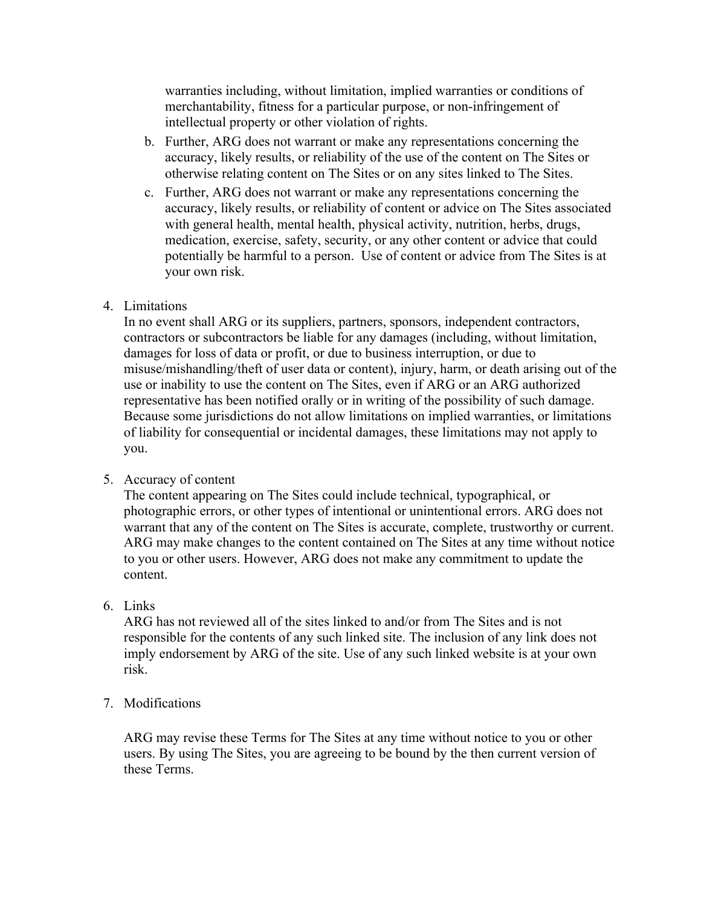warranties including, without limitation, implied warranties or conditions of merchantability, fitness for a particular purpose, or non-infringement of intellectual property or other violation of rights.

b. Further, ARG does not warrant or make any representations concerning the accuracy, likely results, or reliability of the use of the content on The Sites or otherwise relating content on The Sites or on any sites linked to The Sites.

c. Further, ARG does not warrant or make any representations concerning the accuracy, likely results, or reliability of content or advice on The Sites associated with general health, mental health, physical activity, nutrition, herbs, drugs, medication, exercise, safety, security, or any other content or advice that could potentially be harmful to a person. Use of content or advice from The Sites is at your own risk.

4. Limitations

In no event shall ARG or its suppliers, partners, sponsors, independent contractors, contractors or subcontractors be liable for any damages (including, without limitation, damages for loss of data or profit, or due to business interruption, or due to misuse/mishandling/theft of user data or content), injury, harm, or death arising out of the use or inability to use the content on The Sites, even if ARG or an ARG authorized representative has been notified orally or in writing of the possibility of such damage. Because some jurisdictions do not allow limitations on implied warranties, or limitations of liability for consequential or incidental damages, these limitations may not apply to you.

5. Accuracy of content

The content appearing on The Sites could include technical, typographical, or photographic errors, or other types of intentional or unintentional errors. ARG does not warrant that any of the content on The Sites is accurate, complete, trustworthy or current. ARG may make changes to the content contained on The Sites at any time without notice to you or other users. However, ARG does not make any commitment to update the content.

6. Links

ARG has not reviewed all of the sites linked to and/or from The Sites and is not responsible for the contents of any such linked site. The inclusion of any link does not imply endorsement by ARG of the site. Use of any such linked website is at your own risk.

7. Modifications

ARG may revise these Terms for The Sites at any time without notice to you or other users. By using The Sites, you are agreeing to be bound by the then current version of these Terms.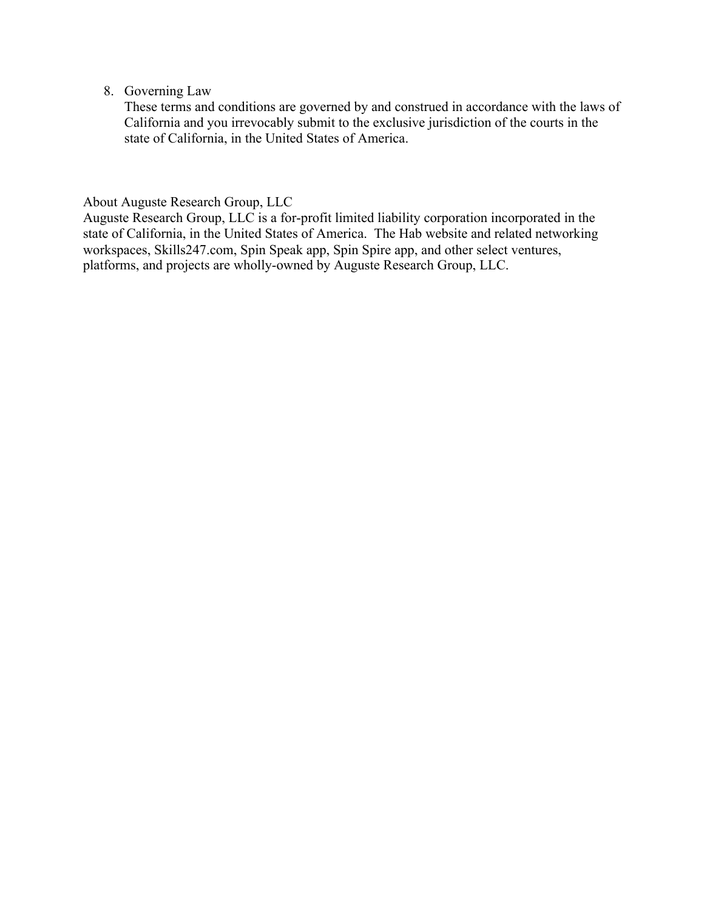8. Governing Law
   These terms and conditions are governed by and construed in accordance with the laws of California and you irrevocably submit to the exclusive jurisdiction of the courts in the state of California, in the United States of America.

About Auguste Research Group, LLC

Auguste Research Group, LLC is a for-profit limited liability corporation incorporated in the state of California, in the United States of America. The Hab website and related networking workspaces, Skills247.com, Spin Speak app, Spin Spire app, and other select ventures, platforms, and projects are wholly-owned by Auguste Research Group, LLC.